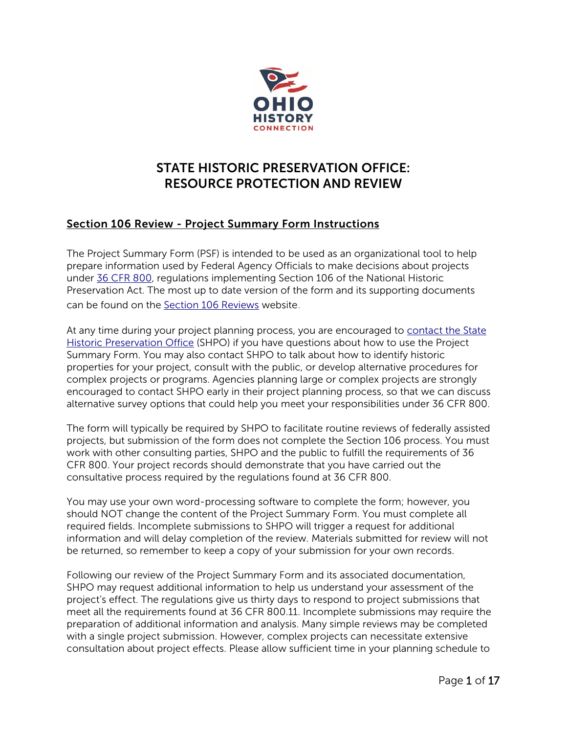# STATE HISTORIC PRESERVATION OFFICE: RESOURCE PROTECTION AND REVIEW

## Section 106 Review - Project Summary Form Instructions

The Project Summary Form (PSF) is intended to be used as an organizational tool to help prepare information used by Federal Agency Officials to make decisions about projects under 36 CFR 800, regulations implementing Section 106 of the National Historic Preservation Act. The most up to date version of the form and its supporting documents can be found on the Section 106 Reviews website.

At any time during your project planning process, you are encouraged to contact the State Historic Preservation Office (SHPO) if you have questions about how to use the Project Summary Form. You may also contact SHPO to talk about how to identify historic properties for your project, consult with the public, or develop alternative procedures for complex projects or programs. Agencies planning large or complex projects are strongly encouraged to contact SHPO early in their project planning process, so that we can discuss alternative survey options that could help you meet your responsibilities under 36 CFR 800.

The form will typically be required by SHPO to facilitate routine reviews of federally assisted projects, but submission of the form does not complete the Section 106 process. You must work with other consulting parties, SHPO and the public to fulfill the requirements of 36 CFR 800. Your project records should demonstrate that you have carried out the consultative process required by the regulations found at 36 CFR 800.

You may use your own word-processing software to complete the form; however, you should NOT change the content of the Project Summary Form. You must complete all required fields. Incomplete submissions to SHPO will trigger a request for additional information and will delay completion of the review. Materials submitted for review will not be returned, so remember to keep a copy of your submission for your own records.

Following our review of the Project Summary Form and its associated documentation, SHPO may request additional information to help us understand your assessment of the project's effect. The regulations give us thirty days to respond to project submissions that meet all the requirements found at 36 CFR 800.11. Incomplete submissions may require the preparation of additional information and analysis. Many simple reviews may be completed with a single project submission. However, complex projects can necessitate extensive consultation about project effects. Please allow sufficient time in your planning schedule to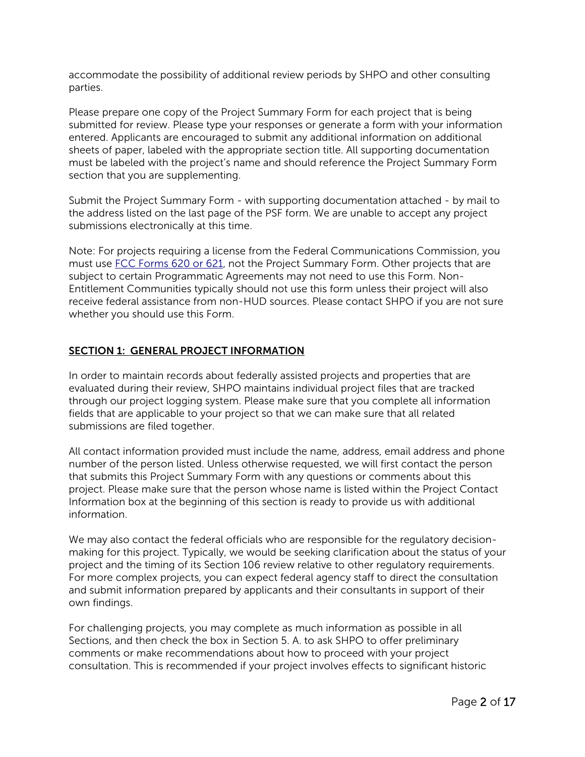accommodate the possibility of additional review periods by SHPO and other consulting parties.

Please prepare one copy of the Project Summary Form for each project that is being submitted for review. Please type your responses or generate a form with your information entered. Applicants are encouraged to submit any additional information on additional sheets of paper, labeled with the appropriate section title. All supporting documentation must be labeled with the project's name and should reference the Project Summary Form section that you are supplementing.

Submit the Project Summary Form - with supporting documentation attached - by mail to the address listed on the last page of the PSF form. We are unable to accept any project submissions electronically at this time.

Note: For projects requiring a license from the Federal Communications Commission, you must use FCC Forms 620 or 621, not the Project Summary Form. Other projects that are subject to certain Programmatic Agreements may not need to use this Form. Non-Entitlement Communities typically should not use this form unless their project will also receive federal assistance from non-HUD sources. Please contact SHPO if you are not sure whether you should use this Form.

## SECTION 1: GENERAL PROJECT INFORMATION

In order to maintain records about federally assisted projects and properties that are evaluated during their review, SHPO maintains individual project files that are tracked through our project logging system. Please make sure that you complete all information fields that are applicable to your project so that we can make sure that all related submissions are filed together.

All contact information provided must include the name, address, email address and phone number of the person listed. Unless otherwise requested, we will first contact the person that submits this Project Summary Form with any questions or comments about this project. Please make sure that the person whose name is listed within the Project Contact Information box at the beginning of this section is ready to provide us with additional information.

We may also contact the federal officials who are responsible for the regulatory decision-making for this project. Typically, we would be seeking clarification about the status of your project and the timing of its Section 106 review relative to other regulatory requirements. For more complex projects, you can expect federal agency staff to direct the consultation and submit information prepared by applicants and their consultants in support of their own findings.

For challenging projects, you may complete as much information as possible in all Sections, and then check the box in Section 5. A. to ask SHPO to offer preliminary comments or make recommendations about how to proceed with your project consultation. This is recommended if your project involves effects to significant historic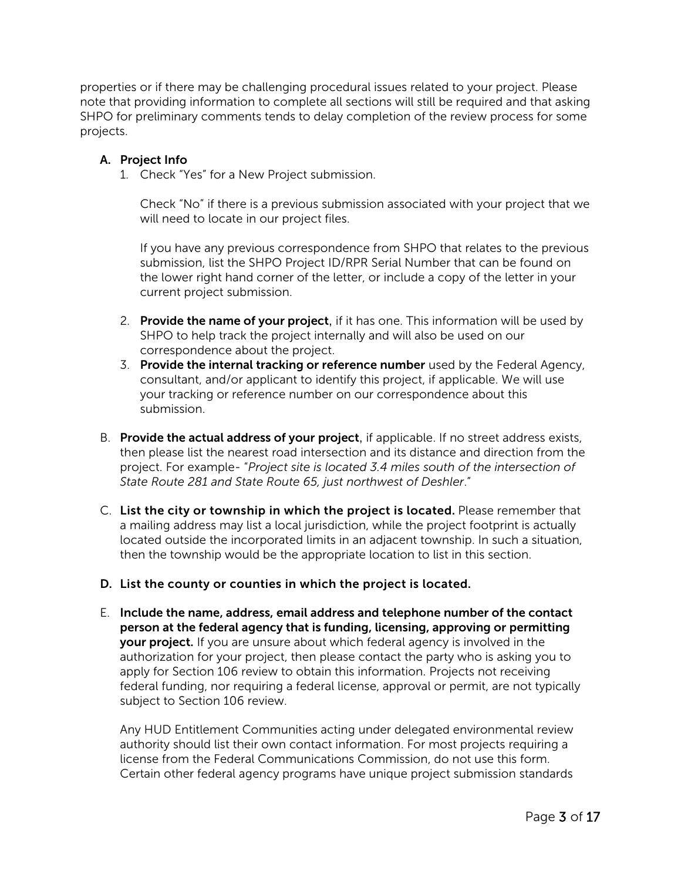properties or if there may be challenging procedural issues related to your project. Please note that providing information to complete all sections will still be required and that asking SHPO for preliminary comments tends to delay completion of the review process for some projects.

**A. Project Info**

1. Check "Yes" for a New Project submission.

   Check "No" if there is a previous submission associated with your project that we will need to locate in our project files.

   If you have any previous correspondence from SHPO that relates to the previous submission, list the SHPO Project ID/RPR Serial Number that can be found on the lower right hand corner of the letter, or include a copy of the letter in your current project submission.

2. **Provide the name of your project**, if it has one. This information will be used by SHPO to help track the project internally and will also be used on our correspondence about the project.
3. **Provide the internal tracking or reference number** used by the Federal Agency, consultant, and/or applicant to identify this project, if applicable. We will use your tracking or reference number on our correspondence about this submission.

B. **Provide the actual address of your project**, if applicable. If no street address exists, then please list the nearest road intersection and its distance and direction from the project. For example- "*Project site is located 3.4 miles south of the intersection of State Route 281 and State Route 65, just northwest of Deshler*."

C. **List the city or township in which the project is located.** Please remember that a mailing address may list a local jurisdiction, while the project footprint is actually located outside the incorporated limits in an adjacent township. In such a situation, then the township would be the appropriate location to list in this section.

**D. List the county or counties in which the project is located.**

E. **Include the name, address, email address and telephone number of the contact person at the federal agency that is funding, licensing, approving or permitting your project.** If you are unsure about which federal agency is involved in the authorization for your project, then please contact the party who is asking you to apply for Section 106 review to obtain this information. Projects not receiving federal funding, nor requiring a federal license, approval or permit, are not typically subject to Section 106 review.

   Any HUD Entitlement Communities acting under delegated environmental review authority should list their own contact information. For most projects requiring a license from the Federal Communications Commission, do not use this form. Certain other federal agency programs have unique project submission standards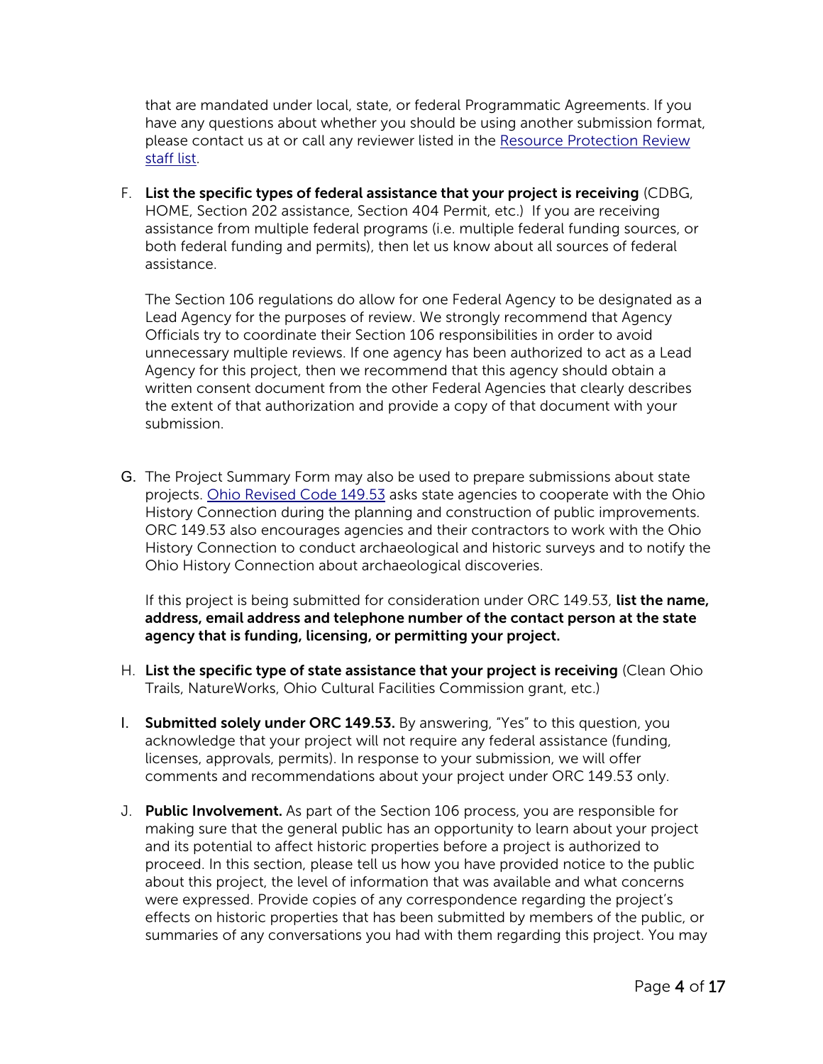that are mandated under local, state, or federal Programmatic Agreements. If you have any questions about whether you should be using another submission format, please contact us at or call any reviewer listed in the [Resource Protection Review staff list](#).

F. **List the specific types of federal assistance that your project is receiving** (CDBG, HOME, Section 202 assistance, Section 404 Permit, etc.) If you are receiving assistance from multiple federal programs (i.e. multiple federal funding sources, or both federal funding and permits), then let us know about all sources of federal assistance.

   The Section 106 regulations do allow for one Federal Agency to be designated as a Lead Agency for the purposes of review. We strongly recommend that Agency Officials try to coordinate their Section 106 responsibilities in order to avoid unnecessary multiple reviews. If one agency has been authorized to act as a Lead Agency for this project, then we recommend that this agency should obtain a written consent document from the other Federal Agencies that clearly describes the extent of that authorization and provide a copy of that document with your submission.

G. The Project Summary Form may also be used to prepare submissions about state projects. [Ohio Revised Code 149.53](#) asks state agencies to cooperate with the Ohio History Connection during the planning and construction of public improvements. ORC 149.53 also encourages agencies and their contractors to work with the Ohio History Connection to conduct archaeological and historic surveys and to notify the Ohio History Connection about archaeological discoveries.

   If this project is being submitted for consideration under ORC 149.53, **list the name, address, email address and telephone number of the contact person at the state agency that is funding, licensing, or permitting your project.**

H. **List the specific type of state assistance that your project is receiving** (Clean Ohio Trails, NatureWorks, Ohio Cultural Facilities Commission grant, etc.)

I. **Submitted solely under ORC 149.53.** By answering, "Yes" to this question, you acknowledge that your project will not require any federal assistance (funding, licenses, approvals, permits). In response to your submission, we will offer comments and recommendations about your project under ORC 149.53 only.

J. **Public Involvement.** As part of the Section 106 process, you are responsible for making sure that the general public has an opportunity to learn about your project and its potential to affect historic properties before a project is authorized to proceed. In this section, please tell us how you have provided notice to the public about this project, the level of information that was available and what concerns were expressed. Provide copies of any correspondence regarding the project's effects on historic properties that has been submitted by members of the public, or summaries of any conversations you had with them regarding this project. You may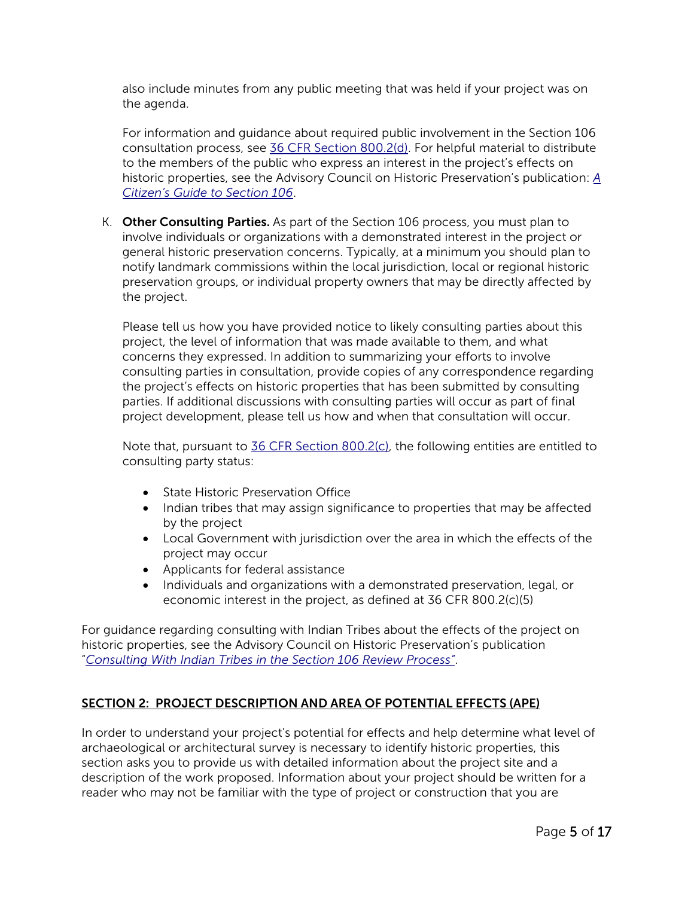also include minutes from any public meeting that was held if your project was on the agenda.

For information and guidance about required public involvement in the Section 106 consultation process, see [36 CFR Section 800.2(d)](). For helpful material to distribute to the members of the public who express an interest in the project's effects on historic properties, see the Advisory Council on Historic Preservation's publication: [*A Citizen's Guide to Section 106*]().

K. **Other Consulting Parties.** As part of the Section 106 process, you must plan to involve individuals or organizations with a demonstrated interest in the project or general historic preservation concerns. Typically, at a minimum you should plan to notify landmark commissions within the local jurisdiction, local or regional historic preservation groups, or individual property owners that may be directly affected by the project.

   Please tell us how you have provided notice to likely consulting parties about this project, the level of information that was made available to them, and what concerns they expressed. In addition to summarizing your efforts to involve consulting parties in consultation, provide copies of any correspondence regarding the project's effects on historic properties that has been submitted by consulting parties. If additional discussions with consulting parties will occur as part of final project development, please tell us how and when that consultation will occur.

   Note that, pursuant to [36 CFR Section 800.2(c)](), the following entities are entitled to consulting party status:

   - State Historic Preservation Office
   - Indian tribes that may assign significance to properties that may be affected by the project
   - Local Government with jurisdiction over the area in which the effects of the project may occur
   - Applicants for federal assistance
   - Individuals and organizations with a demonstrated preservation, legal, or economic interest in the project, as defined at 36 CFR 800.2(c)(5)

For guidance regarding consulting with Indian Tribes about the effects of the project on historic properties, see the Advisory Council on Historic Preservation's publication "[*Consulting With Indian Tribes in the Section 106 Review Process*"]().

## SECTION 2: PROJECT DESCRIPTION AND AREA OF POTENTIAL EFFECTS (APE)

In order to understand your project's potential for effects and help determine what level of archaeological or architectural survey is necessary to identify historic properties, this section asks you to provide us with detailed information about the project site and a description of the work proposed. Information about your project should be written for a reader who may not be familiar with the type of project or construction that you are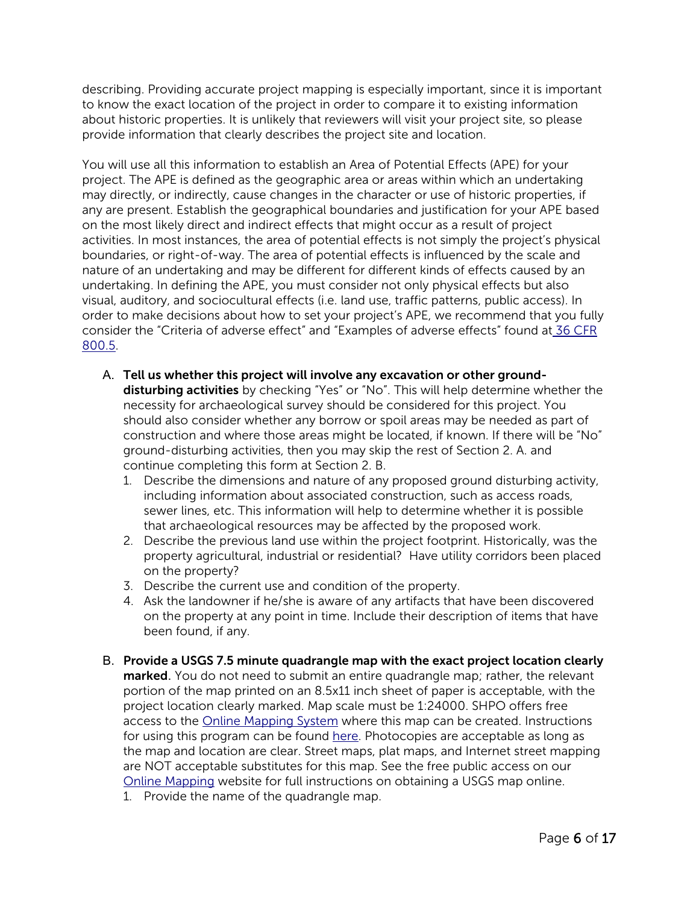describing. Providing accurate project mapping is especially important, since it is important to know the exact location of the project in order to compare it to existing information about historic properties. It is unlikely that reviewers will visit your project site, so please provide information that clearly describes the project site and location.

You will use all this information to establish an Area of Potential Effects (APE) for your project. The APE is defined as the geographic area or areas within which an undertaking may directly, or indirectly, cause changes in the character or use of historic properties, if any are present. Establish the geographical boundaries and justification for your APE based on the most likely direct and indirect effects that might occur as a result of project activities. In most instances, the area of potential effects is not simply the project's physical boundaries, or right-of-way. The area of potential effects is influenced by the scale and nature of an undertaking and may be different for different kinds of effects caused by an undertaking. In defining the APE, you must consider not only physical effects but also visual, auditory, and sociocultural effects (i.e. land use, traffic patterns, public access). In order to make decisions about how to set your project's APE, we recommend that you fully consider the "Criteria of adverse effect" and "Examples of adverse effects" found at 36 CFR 800.5.

A. **Tell us whether this project will involve any excavation or other ground-disturbing activities** by checking "Yes" or "No". This will help determine whether the necessity for archaeological survey should be considered for this project. You should also consider whether any borrow or spoil areas may be needed as part of construction and where those areas might be located, if known. If there will be "No" ground-disturbing activities, then you may skip the rest of Section 2. A. and continue completing this form at Section 2. B.
   1. Describe the dimensions and nature of any proposed ground disturbing activity, including information about associated construction, such as access roads, sewer lines, etc. This information will help to determine whether it is possible that archaeological resources may be affected by the proposed work.
   2. Describe the previous land use within the project footprint. Historically, was the property agricultural, industrial or residential? Have utility corridors been placed on the property?
   3. Describe the current use and condition of the property.
   4. Ask the landowner if he/she is aware of any artifacts that have been discovered on the property at any point in time. Include their description of items that have been found, if any.

B. **Provide a USGS 7.5 minute quadrangle map with the exact project location clearly marked.** You do not need to submit an entire quadrangle map; rather, the relevant portion of the map printed on an 8.5x11 inch sheet of paper is acceptable, with the project location clearly marked. Map scale must be 1:24000. SHPO offers free access to the Online Mapping System where this map can be created. Instructions for using this program can be found here. Photocopies are acceptable as long as the map and location are clear. Street maps, plat maps, and Internet street mapping are NOT acceptable substitutes for this map. See the free public access on our Online Mapping website for full instructions on obtaining a USGS map online.
   1. Provide the name of the quadrangle map.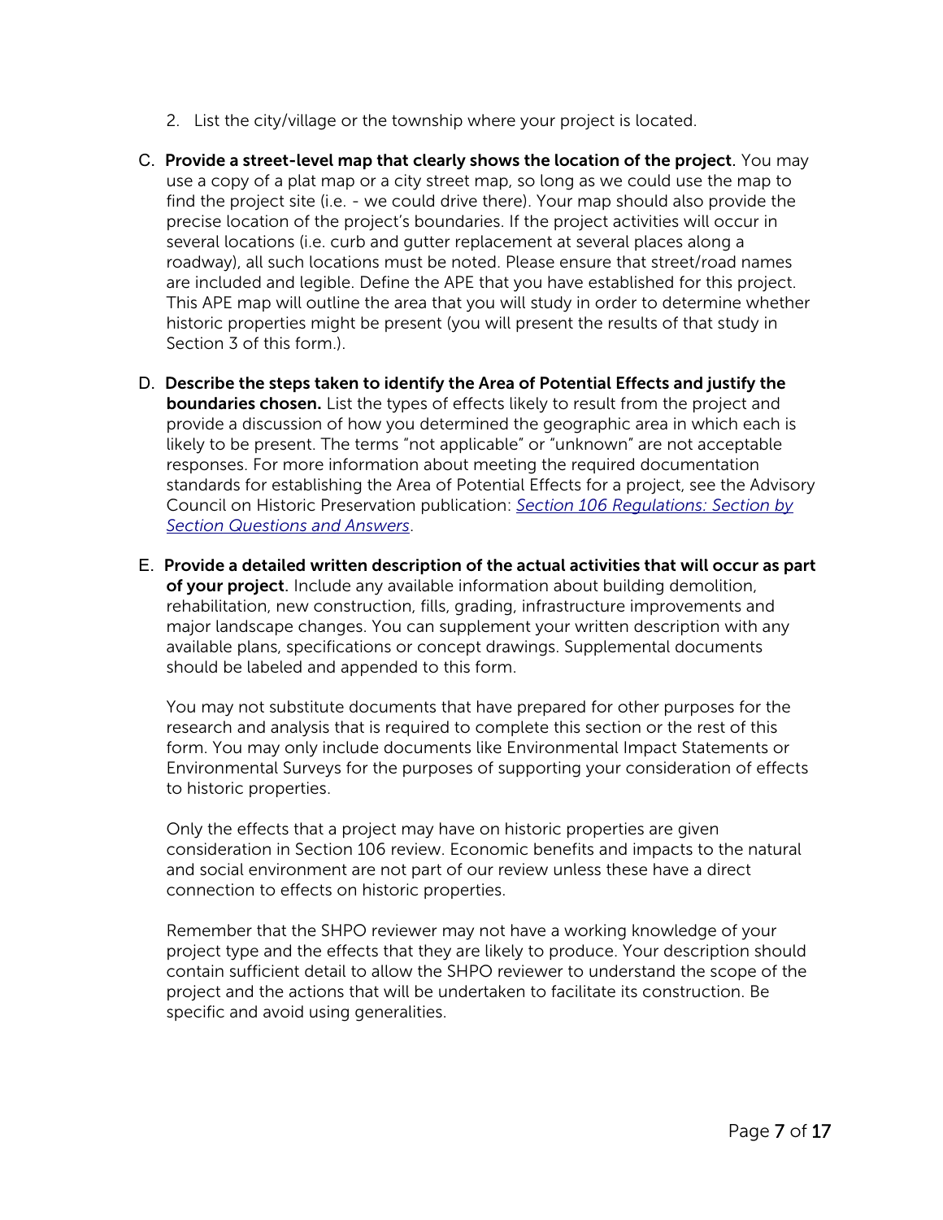2. List the city/village or the township where your project is located.

C. **Provide a street-level map that clearly shows the location of the project.** You may use a copy of a plat map or a city street map, so long as we could use the map to find the project site (i.e. - we could drive there). Your map should also provide the precise location of the project's boundaries. If the project activities will occur in several locations (i.e. curb and gutter replacement at several places along a roadway), all such locations must be noted. Please ensure that street/road names are included and legible. Define the APE that you have established for this project. This APE map will outline the area that you will study in order to determine whether historic properties might be present (you will present the results of that study in Section 3 of this form.).

D. **Describe the steps taken to identify the Area of Potential Effects and justify the boundaries chosen.** List the types of effects likely to result from the project and provide a discussion of how you determined the geographic area in which each is likely to be present. The terms "not applicable" or "unknown" are not acceptable responses. For more information about meeting the required documentation standards for establishing the Area of Potential Effects for a project, see the Advisory Council on Historic Preservation publication: *Section 106 Regulations: Section by Section Questions and Answers*.

E. **Provide a detailed written description of the actual activities that will occur as part of your project.** Include any available information about building demolition, rehabilitation, new construction, fills, grading, infrastructure improvements and major landscape changes. You can supplement your written description with any available plans, specifications or concept drawings. Supplemental documents should be labeled and appended to this form.

   You may not substitute documents that have prepared for other purposes for the research and analysis that is required to complete this section or the rest of this form. You may only include documents like Environmental Impact Statements or Environmental Surveys for the purposes of supporting your consideration of effects to historic properties.

   Only the effects that a project may have on historic properties are given consideration in Section 106 review. Economic benefits and impacts to the natural and social environment are not part of our review unless these have a direct connection to effects on historic properties.

   Remember that the SHPO reviewer may not have a working knowledge of your project type and the effects that they are likely to produce. Your description should contain sufficient detail to allow the SHPO reviewer to understand the scope of the project and the actions that will be undertaken to facilitate its construction. Be specific and avoid using generalities.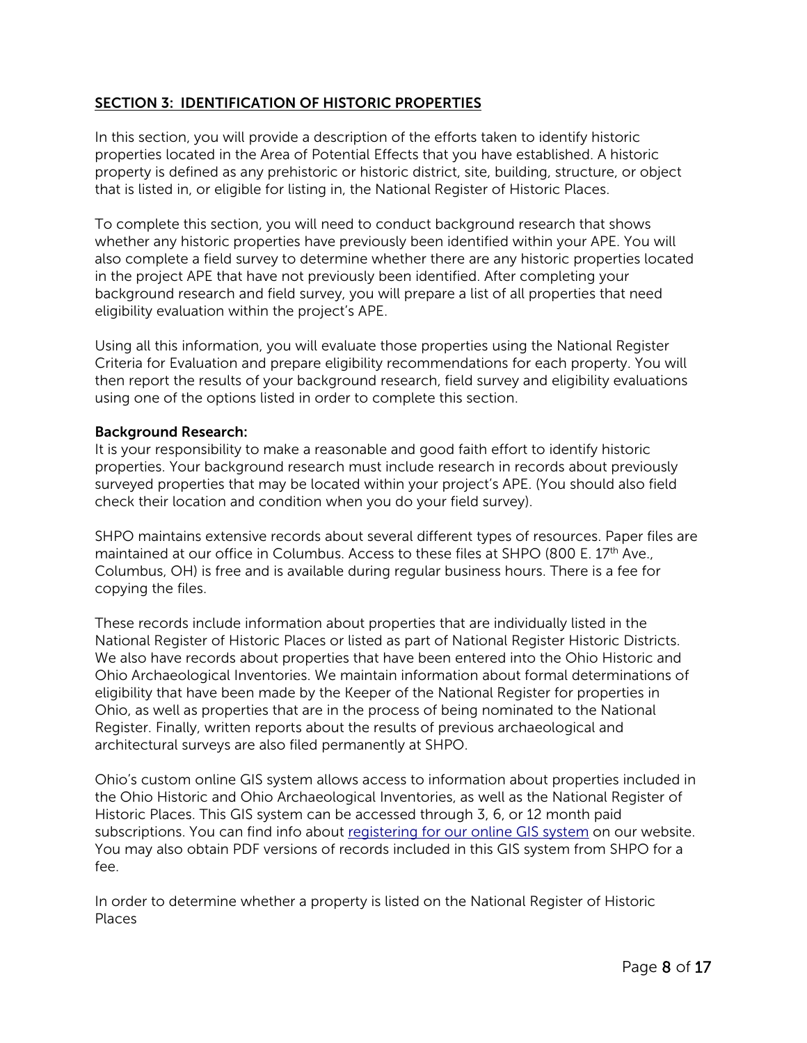## SECTION 3: IDENTIFICATION OF HISTORIC PROPERTIES

In this section, you will provide a description of the efforts taken to identify historic properties located in the Area of Potential Effects that you have established. A historic property is defined as any prehistoric or historic district, site, building, structure, or object that is listed in, or eligible for listing in, the National Register of Historic Places.

To complete this section, you will need to conduct background research that shows whether any historic properties have previously been identified within your APE. You will also complete a field survey to determine whether there are any historic properties located in the project APE that have not previously been identified. After completing your background research and field survey, you will prepare a list of all properties that need eligibility evaluation within the project's APE.

Using all this information, you will evaluate those properties using the National Register Criteria for Evaluation and prepare eligibility recommendations for each property. You will then report the results of your background research, field survey and eligibility evaluations using one of the options listed in order to complete this section.

**Background Research:**
It is your responsibility to make a reasonable and good faith effort to identify historic properties. Your background research must include research in records about previously surveyed properties that may be located within your project's APE. (You should also field check their location and condition when you do your field survey).

SHPO maintains extensive records about several different types of resources. Paper files are maintained at our office in Columbus. Access to these files at SHPO (800 E. 17th Ave., Columbus, OH) is free and is available during regular business hours. There is a fee for copying the files.

These records include information about properties that are individually listed in the National Register of Historic Places or listed as part of National Register Historic Districts. We also have records about properties that have been entered into the Ohio Historic and Ohio Archaeological Inventories. We maintain information about formal determinations of eligibility that have been made by the Keeper of the National Register for properties in Ohio, as well as properties that are in the process of being nominated to the National Register. Finally, written reports about the results of previous archaeological and architectural surveys are also filed permanently at SHPO.

Ohio's custom online GIS system allows access to information about properties included in the Ohio Historic and Ohio Archaeological Inventories, as well as the National Register of Historic Places. This GIS system can be accessed through 3, 6, or 12 month paid subscriptions. You can find info about registering for our online GIS system on our website. You may also obtain PDF versions of records included in this GIS system from SHPO for a fee.

In order to determine whether a property is listed on the National Register of Historic Places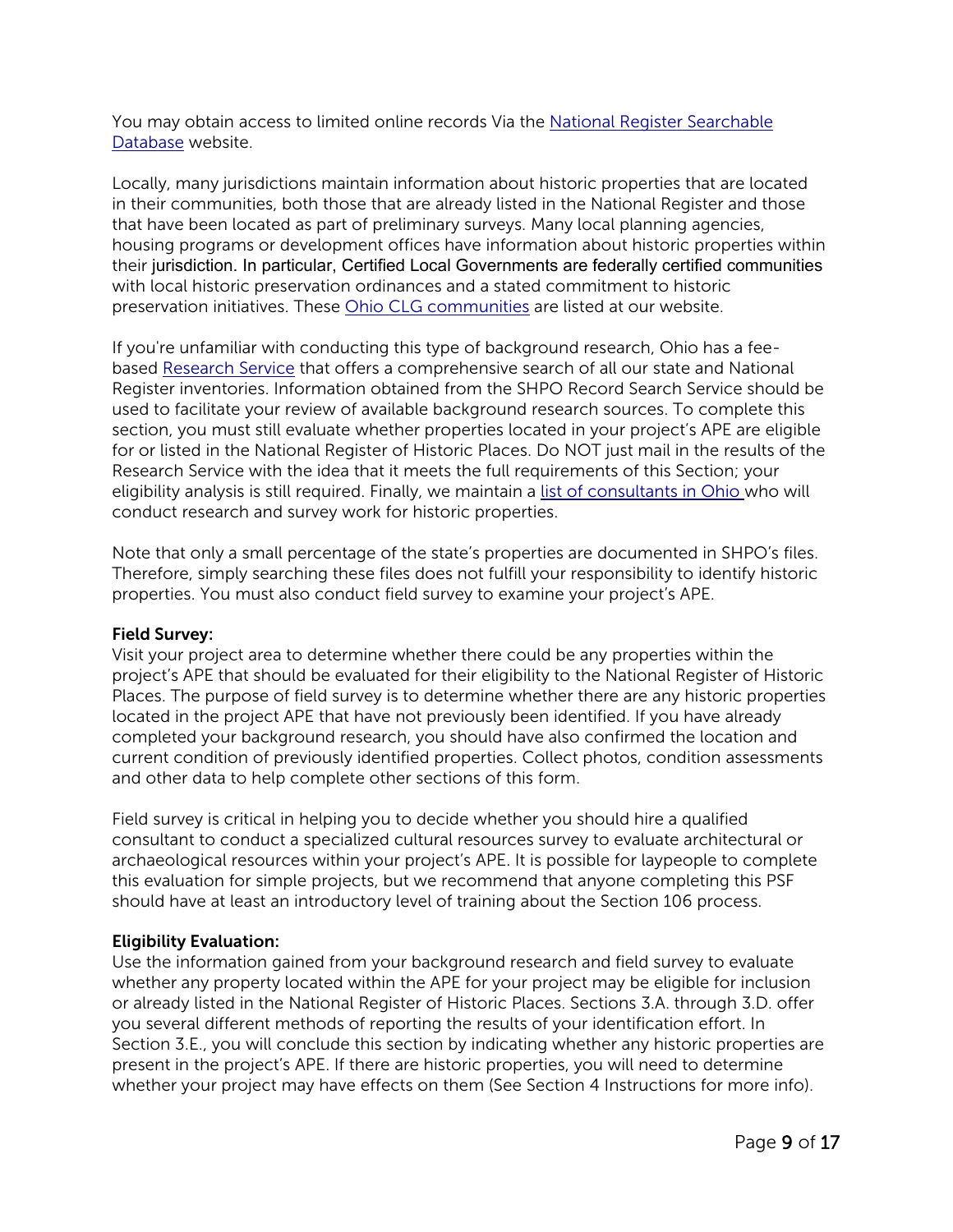You may obtain access to limited online records Via the National Register Searchable Database website.

Locally, many jurisdictions maintain information about historic properties that are located in their communities, both those that are already listed in the National Register and those that have been located as part of preliminary surveys. Many local planning agencies, housing programs or development offices have information about historic properties within their jurisdiction. In particular, Certified Local Governments are federally certified communities with local historic preservation ordinances and a stated commitment to historic preservation initiatives. These Ohio CLG communities are listed at our website.

If you're unfamiliar with conducting this type of background research, Ohio has a fee-based Research Service that offers a comprehensive search of all our state and National Register inventories. Information obtained from the SHPO Record Search Service should be used to facilitate your review of available background research sources. To complete this section, you must still evaluate whether properties located in your project's APE are eligible for or listed in the National Register of Historic Places. Do NOT just mail in the results of the Research Service with the idea that it meets the full requirements of this Section; your eligibility analysis is still required. Finally, we maintain a list of consultants in Ohio who will conduct research and survey work for historic properties.

Note that only a small percentage of the state's properties are documented in SHPO's files. Therefore, simply searching these files does not fulfill your responsibility to identify historic properties. You must also conduct field survey to examine your project's APE.

**Field Survey:**
Visit your project area to determine whether there could be any properties within the project's APE that should be evaluated for their eligibility to the National Register of Historic Places. The purpose of field survey is to determine whether there are any historic properties located in the project APE that have not previously been identified. If you have already completed your background research, you should have also confirmed the location and current condition of previously identified properties. Collect photos, condition assessments and other data to help complete other sections of this form.

Field survey is critical in helping you to decide whether you should hire a qualified consultant to conduct a specialized cultural resources survey to evaluate architectural or archaeological resources within your project's APE. It is possible for laypeople to complete this evaluation for simple projects, but we recommend that anyone completing this PSF should have at least an introductory level of training about the Section 106 process.

**Eligibility Evaluation:**
Use the information gained from your background research and field survey to evaluate whether any property located within the APE for your project may be eligible for inclusion or already listed in the National Register of Historic Places. Sections 3.A. through 3.D. offer you several different methods of reporting the results of your identification effort. In Section 3.E., you will conclude this section by indicating whether any historic properties are present in the project's APE. If there are historic properties, you will need to determine whether your project may have effects on them (See Section 4 Instructions for more info).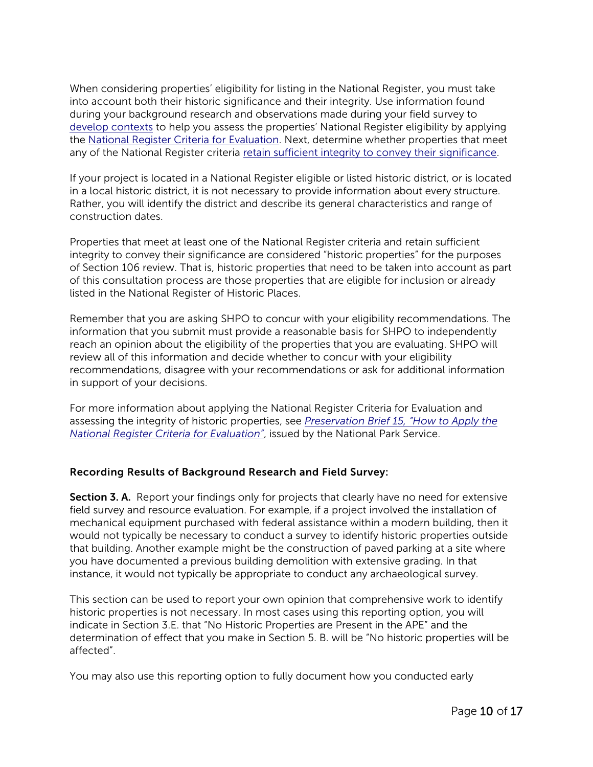When considering properties' eligibility for listing in the National Register, you must take into account both their historic significance and their integrity. Use information found during your background research and observations made during your field survey to develop contexts to help you assess the properties' National Register eligibility by applying the National Register Criteria for Evaluation. Next, determine whether properties that meet any of the National Register criteria retain sufficient integrity to convey their significance.

If your project is located in a National Register eligible or listed historic district, or is located in a local historic district, it is not necessary to provide information about every structure. Rather, you will identify the district and describe its general characteristics and range of construction dates.

Properties that meet at least one of the National Register criteria and retain sufficient integrity to convey their significance are considered "historic properties" for the purposes of Section 106 review. That is, historic properties that need to be taken into account as part of this consultation process are those properties that are eligible for inclusion or already listed in the National Register of Historic Places.

Remember that you are asking SHPO to concur with your eligibility recommendations. The information that you submit must provide a reasonable basis for SHPO to independently reach an opinion about the eligibility of the properties that you are evaluating. SHPO will review all of this information and decide whether to concur with your eligibility recommendations, disagree with your recommendations or ask for additional information in support of your decisions.

For more information about applying the National Register Criteria for Evaluation and assessing the integrity of historic properties, see *Preservation Brief 15, "How to Apply the National Register Criteria for Evaluation"*, issued by the National Park Service.

### Recording Results of Background Research and Field Survey:

**Section 3. A.** Report your findings only for projects that clearly have no need for extensive field survey and resource evaluation. For example, if a project involved the installation of mechanical equipment purchased with federal assistance within a modern building, then it would not typically be necessary to conduct a survey to identify historic properties outside that building. Another example might be the construction of paved parking at a site where you have documented a previous building demolition with extensive grading. In that instance, it would not typically be appropriate to conduct any archaeological survey.

This section can be used to report your own opinion that comprehensive work to identify historic properties is not necessary. In most cases using this reporting option, you will indicate in Section 3.E. that "No Historic Properties are Present in the APE" and the determination of effect that you make in Section 5. B. will be "No historic properties will be affected".

You may also use this reporting option to fully document how you conducted early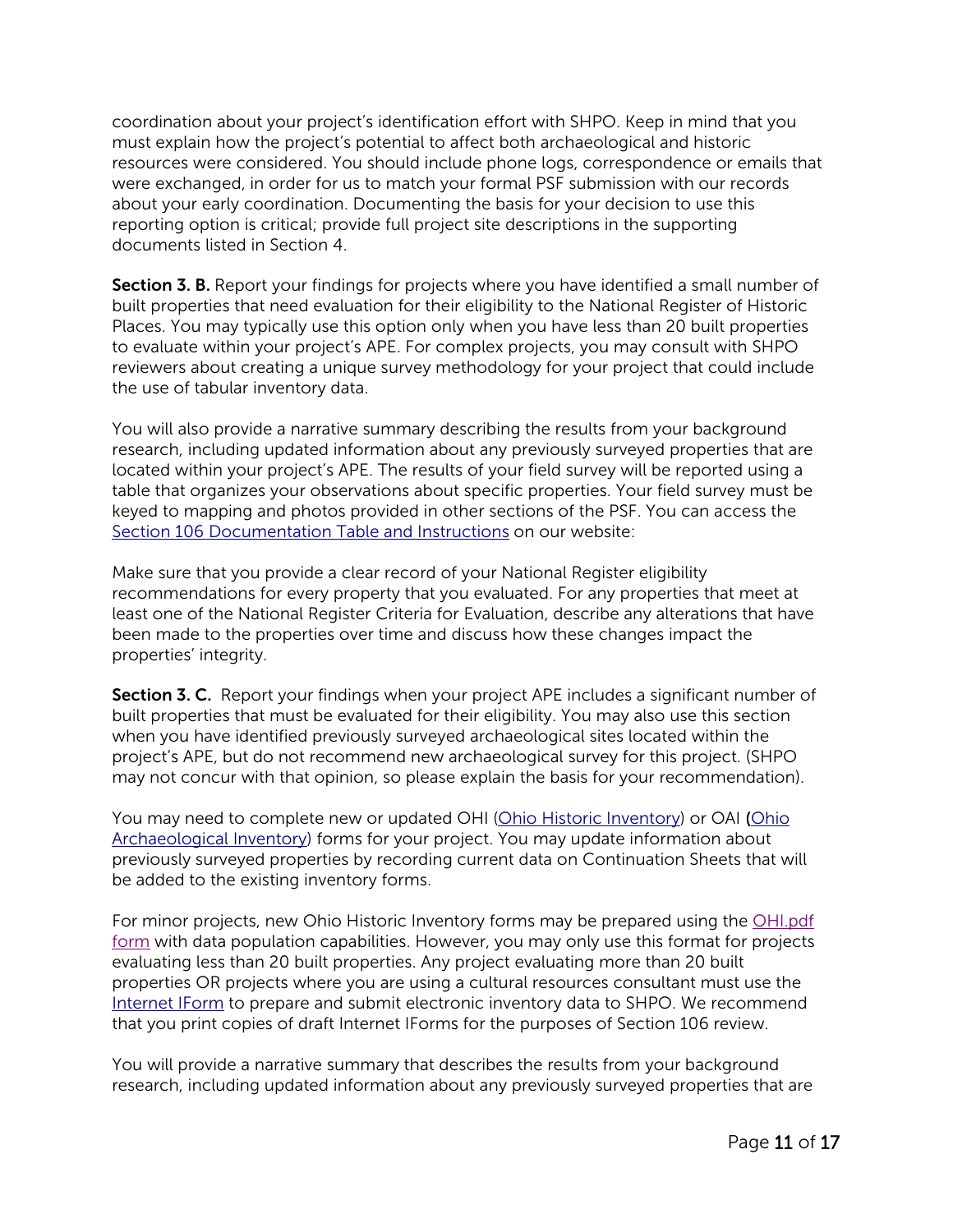coordination about your project's identification effort with SHPO. Keep in mind that you must explain how the project's potential to affect both archaeological and historic resources were considered. You should include phone logs, correspondence or emails that were exchanged, in order for us to match your formal PSF submission with our records about your early coordination. Documenting the basis for your decision to use this reporting option is critical; provide full project site descriptions in the supporting documents listed in Section 4.

**Section 3. B.** Report your findings for projects where you have identified a small number of built properties that need evaluation for their eligibility to the National Register of Historic Places. You may typically use this option only when you have less than 20 built properties to evaluate within your project's APE. For complex projects, you may consult with SHPO reviewers about creating a unique survey methodology for your project that could include the use of tabular inventory data.

You will also provide a narrative summary describing the results from your background research, including updated information about any previously surveyed properties that are located within your project's APE. The results of your field survey will be reported using a table that organizes your observations about specific properties. Your field survey must be keyed to mapping and photos provided in other sections of the PSF. You can access the Section 106 Documentation Table and Instructions on our website:

Make sure that you provide a clear record of your National Register eligibility recommendations for every property that you evaluated. For any properties that meet at least one of the National Register Criteria for Evaluation, describe any alterations that have been made to the properties over time and discuss how these changes impact the properties' integrity.

**Section 3. C.** Report your findings when your project APE includes a significant number of built properties that must be evaluated for their eligibility. You may also use this section when you have identified previously surveyed archaeological sites located within the project's APE, but do not recommend new archaeological survey for this project. (SHPO may not concur with that opinion, so please explain the basis for your recommendation).

You may need to complete new or updated OHI (Ohio Historic Inventory) or OAI (Ohio Archaeological Inventory) forms for your project. You may update information about previously surveyed properties by recording current data on Continuation Sheets that will be added to the existing inventory forms.

For minor projects, new Ohio Historic Inventory forms may be prepared using the OHI.pdf form with data population capabilities. However, you may only use this format for projects evaluating less than 20 built properties. Any project evaluating more than 20 built properties OR projects where you are using a cultural resources consultant must use the Internet IForm to prepare and submit electronic inventory data to SHPO. We recommend that you print copies of draft Internet IForms for the purposes of Section 106 review.

You will provide a narrative summary that describes the results from your background research, including updated information about any previously surveyed properties that are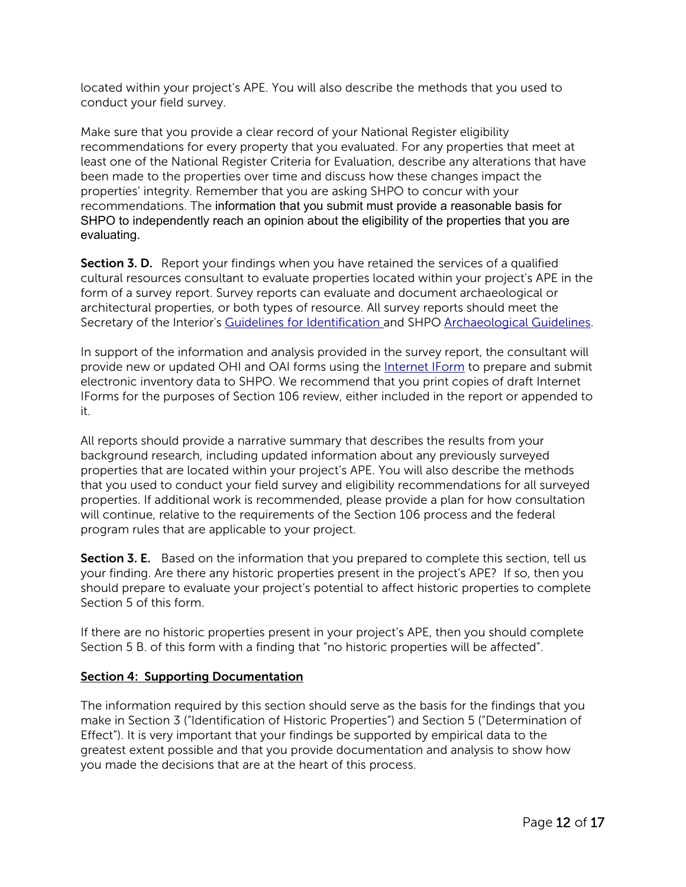located within your project's APE. You will also describe the methods that you used to conduct your field survey.

Make sure that you provide a clear record of your National Register eligibility recommendations for every property that you evaluated. For any properties that meet at least one of the National Register Criteria for Evaluation, describe any alterations that have been made to the properties over time and discuss how these changes impact the properties' integrity. Remember that you are asking SHPO to concur with your recommendations. The information that you submit must provide a reasonable basis for SHPO to independently reach an opinion about the eligibility of the properties that you are evaluating.

**Section 3. D.** Report your findings when you have retained the services of a qualified cultural resources consultant to evaluate properties located within your project's APE in the form of a survey report. Survey reports can evaluate and document archaeological or architectural properties, or both types of resource. All survey reports should meet the Secretary of the Interior's Guidelines for Identification and SHPO Archaeological Guidelines.

In support of the information and analysis provided in the survey report, the consultant will provide new or updated OHI and OAI forms using the Internet IForm to prepare and submit electronic inventory data to SHPO. We recommend that you print copies of draft Internet IForms for the purposes of Section 106 review, either included in the report or appended to it.

All reports should provide a narrative summary that describes the results from your background research, including updated information about any previously surveyed properties that are located within your project's APE. You will also describe the methods that you used to conduct your field survey and eligibility recommendations for all surveyed properties. If additional work is recommended, please provide a plan for how consultation will continue, relative to the requirements of the Section 106 process and the federal program rules that are applicable to your project.

**Section 3. E.** Based on the information that you prepared to complete this section, tell us your finding. Are there any historic properties present in the project's APE? If so, then you should prepare to evaluate your project's potential to affect historic properties to complete Section 5 of this form.

If there are no historic properties present in your project's APE, then you should complete Section 5 B. of this form with a finding that "no historic properties will be affected".

**Section 4: Supporting Documentation**

The information required by this section should serve as the basis for the findings that you make in Section 3 ("Identification of Historic Properties") and Section 5 ("Determination of Effect"). It is very important that your findings be supported by empirical data to the greatest extent possible and that you provide documentation and analysis to show how you made the decisions that are at the heart of this process.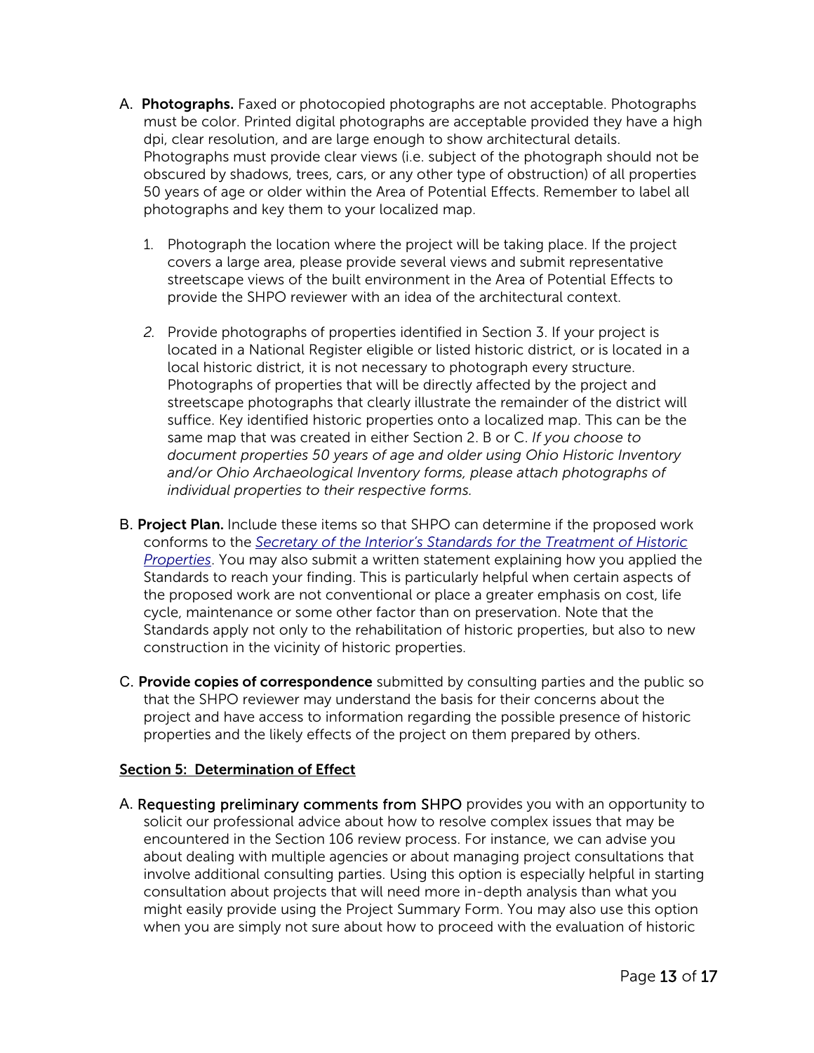A. **Photographs.** Faxed or photocopied photographs are not acceptable. Photographs must be color. Printed digital photographs are acceptable provided they have a high dpi, clear resolution, and are large enough to show architectural details. Photographs must provide clear views (i.e. subject of the photograph should not be obscured by shadows, trees, cars, or any other type of obstruction) of all properties 50 years of age or older within the Area of Potential Effects. Remember to label all photographs and key them to your localized map.

   1. Photograph the location where the project will be taking place. If the project covers a large area, please provide several views and submit representative streetscape views of the built environment in the Area of Potential Effects to provide the SHPO reviewer with an idea of the architectural context.

   2. Provide photographs of properties identified in Section 3. If your project is located in a National Register eligible or listed historic district, or is located in a local historic district, it is not necessary to photograph every structure. Photographs of properties that will be directly affected by the project and streetscape photographs that clearly illustrate the remainder of the district will suffice. Key identified historic properties onto a localized map. This can be the same map that was created in either Section 2. B or C. *If you choose to document properties 50 years of age and older using Ohio Historic Inventory and/or Ohio Archaeological Inventory forms, please attach photographs of individual properties to their respective forms.*

B. **Project Plan.** Include these items so that SHPO can determine if the proposed work conforms to the *Secretary of the Interior's Standards for the Treatment of Historic Properties*. You may also submit a written statement explaining how you applied the Standards to reach your finding. This is particularly helpful when certain aspects of the proposed work are not conventional or place a greater emphasis on cost, life cycle, maintenance or some other factor than on preservation. Note that the Standards apply not only to the rehabilitation of historic properties, but also to new construction in the vicinity of historic properties.

C. **Provide copies of correspondence** submitted by consulting parties and the public so that the SHPO reviewer may understand the basis for their concerns about the project and have access to information regarding the possible presence of historic properties and the likely effects of the project on them prepared by others.

## Section 5: Determination of Effect

A. **Requesting preliminary comments from SHPO** provides you with an opportunity to solicit our professional advice about how to resolve complex issues that may be encountered in the Section 106 review process. For instance, we can advise you about dealing with multiple agencies or about managing project consultations that involve additional consulting parties. Using this option is especially helpful in starting consultation about projects that will need more in-depth analysis than what you might easily provide using the Project Summary Form. You may also use this option when you are simply not sure about how to proceed with the evaluation of historic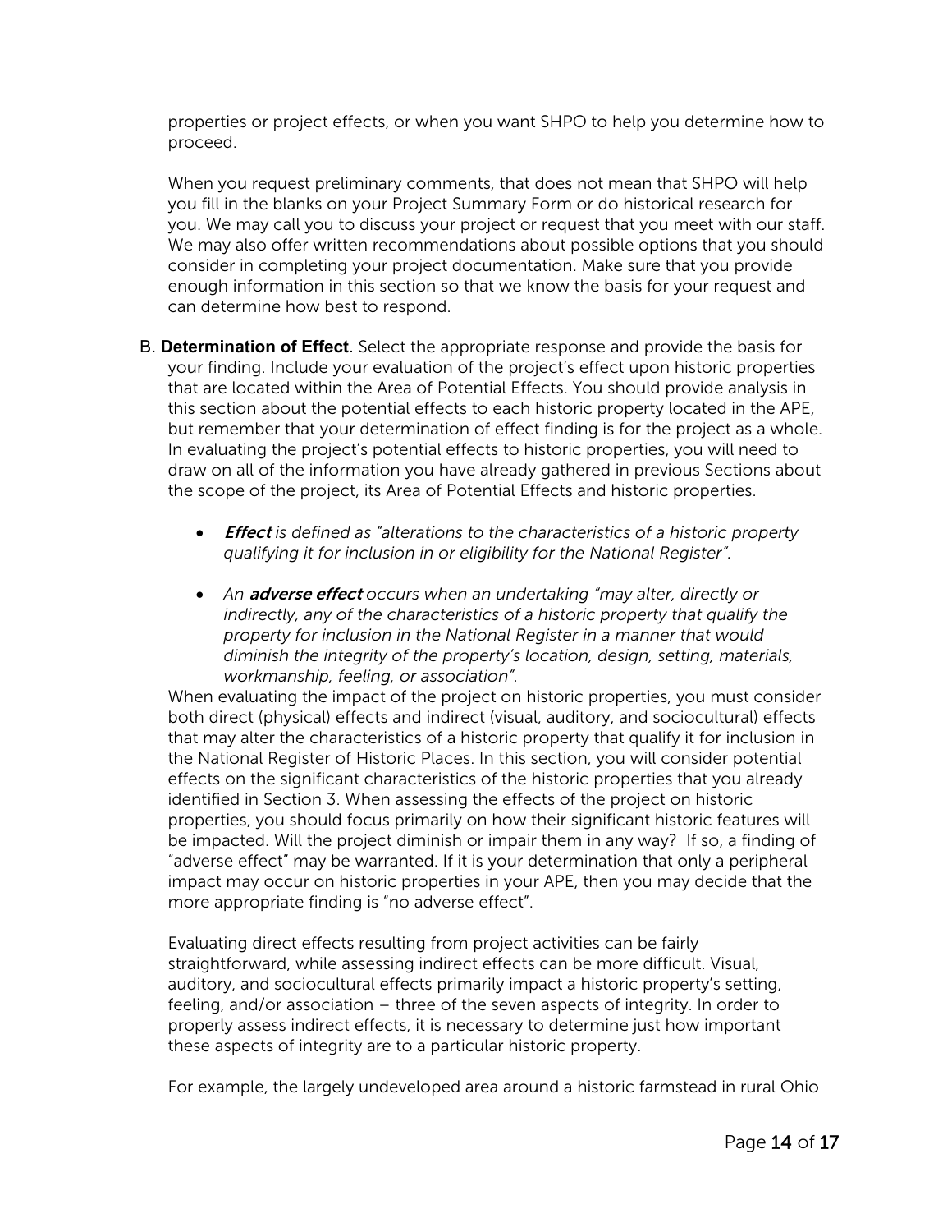properties or project effects, or when you want SHPO to help you determine how to proceed.

When you request preliminary comments, that does not mean that SHPO will help you fill in the blanks on your Project Summary Form or do historical research for you. We may call you to discuss your project or request that you meet with our staff. We may also offer written recommendations about possible options that you should consider in completing your project documentation. Make sure that you provide enough information in this section so that we know the basis for your request and can determine how best to respond.

B. **Determination of Effect**. Select the appropriate response and provide the basis for your finding. Include your evaluation of the project's effect upon historic properties that are located within the Area of Potential Effects. You should provide analysis in this section about the potential effects to each historic property located in the APE, but remember that your determination of effect finding is for the project as a whole. In evaluating the project's potential effects to historic properties, you will need to draw on all of the information you have already gathered in previous Sections about the scope of the project, its Area of Potential Effects and historic properties.

- ***Effect*** *is defined as "alterations to the characteristics of a historic property qualifying it for inclusion in or eligibility for the National Register".*
- *An* ***adverse effect*** *occurs when an undertaking "may alter, directly or indirectly, any of the characteristics of a historic property that qualify the property for inclusion in the National Register in a manner that would diminish the integrity of the property's location, design, setting, materials, workmanship, feeling, or association".*

When evaluating the impact of the project on historic properties, you must consider both direct (physical) effects and indirect (visual, auditory, and sociocultural) effects that may alter the characteristics of a historic property that qualify it for inclusion in the National Register of Historic Places. In this section, you will consider potential effects on the significant characteristics of the historic properties that you already identified in Section 3. When assessing the effects of the project on historic properties, you should focus primarily on how their significant historic features will be impacted. Will the project diminish or impair them in any way? If so, a finding of "adverse effect" may be warranted. If it is your determination that only a peripheral impact may occur on historic properties in your APE, then you may decide that the more appropriate finding is "no adverse effect".

Evaluating direct effects resulting from project activities can be fairly straightforward, while assessing indirect effects can be more difficult. Visual, auditory, and sociocultural effects primarily impact a historic property's setting, feeling, and/or association – three of the seven aspects of integrity. In order to properly assess indirect effects, it is necessary to determine just how important these aspects of integrity are to a particular historic property.

For example, the largely undeveloped area around a historic farmstead in rural Ohio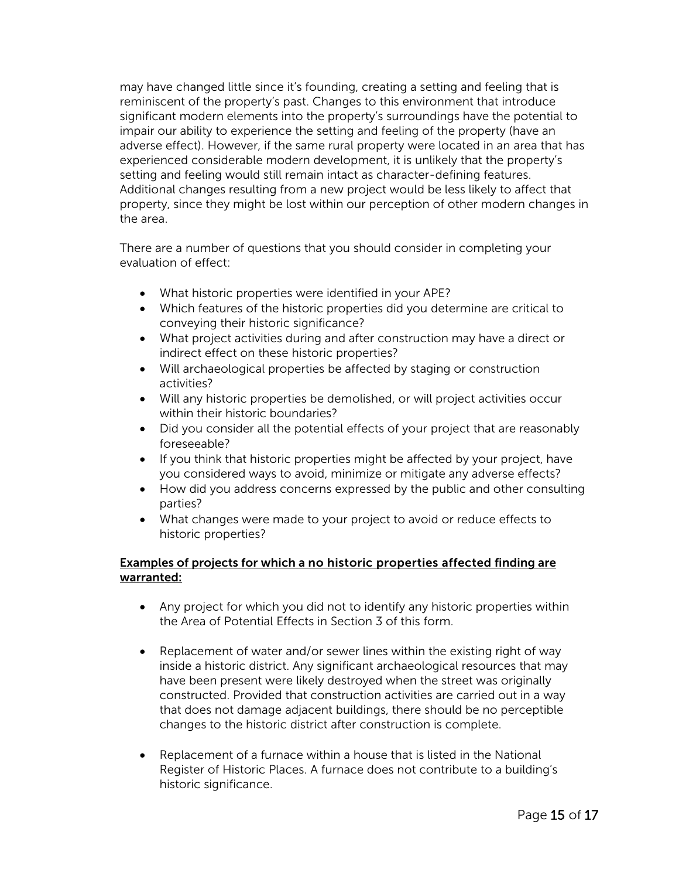may have changed little since it's founding, creating a setting and feeling that is reminiscent of the property's past. Changes to this environment that introduce significant modern elements into the property's surroundings have the potential to impair our ability to experience the setting and feeling of the property (have an adverse effect). However, if the same rural property were located in an area that has experienced considerable modern development, it is unlikely that the property's setting and feeling would still remain intact as character-defining features. Additional changes resulting from a new project would be less likely to affect that property, since they might be lost within our perception of other modern changes in the area.

There are a number of questions that you should consider in completing your evaluation of effect:

- What historic properties were identified in your APE?
- Which features of the historic properties did you determine are critical to conveying their historic significance?
- What project activities during and after construction may have a direct or indirect effect on these historic properties?
- Will archaeological properties be affected by staging or construction activities?
- Will any historic properties be demolished, or will project activities occur within their historic boundaries?
- Did you consider all the potential effects of your project that are reasonably foreseeable?
- If you think that historic properties might be affected by your project, have you considered ways to avoid, minimize or mitigate any adverse effects?
- How did you address concerns expressed by the public and other consulting parties?
- What changes were made to your project to avoid or reduce effects to historic properties?

**Examples of projects for which a no historic properties affected finding are warranted:**

- Any project for which you did not to identify any historic properties within the Area of Potential Effects in Section 3 of this form.

- Replacement of water and/or sewer lines within the existing right of way inside a historic district. Any significant archaeological resources that may have been present were likely destroyed when the street was originally constructed. Provided that construction activities are carried out in a way that does not damage adjacent buildings, there should be no perceptible changes to the historic district after construction is complete.

- Replacement of a furnace within a house that is listed in the National Register of Historic Places. A furnace does not contribute to a building's historic significance.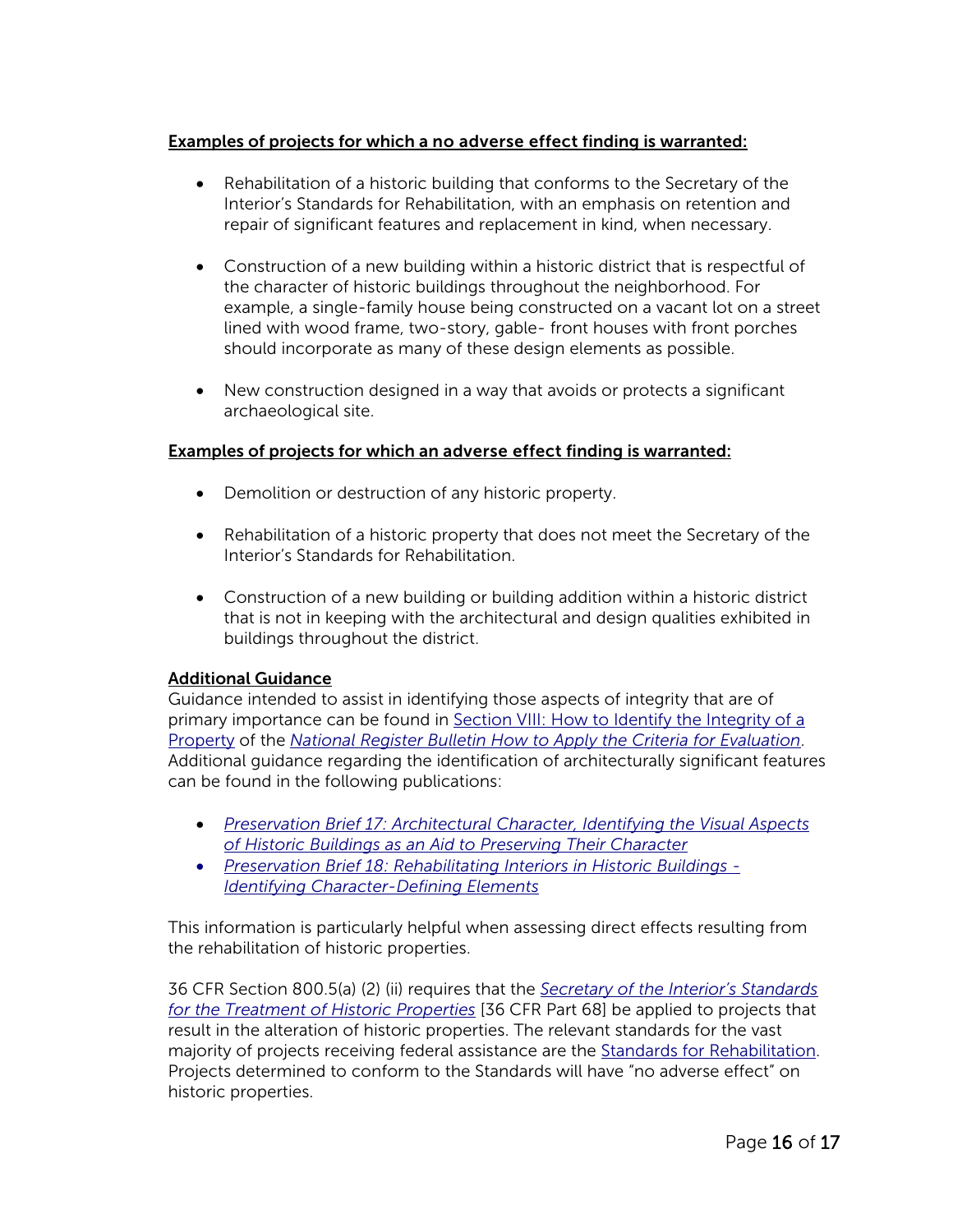**Examples of projects for which a no adverse effect finding is warranted:**

- Rehabilitation of a historic building that conforms to the Secretary of the Interior's Standards for Rehabilitation, with an emphasis on retention and repair of significant features and replacement in kind, when necessary.

- Construction of a new building within a historic district that is respectful of the character of historic buildings throughout the neighborhood. For example, a single-family house being constructed on a vacant lot on a street lined with wood frame, two-story, gable- front houses with front porches should incorporate as many of these design elements as possible.

- New construction designed in a way that avoids or protects a significant archaeological site.

**Examples of projects for which an adverse effect finding is warranted:**

- Demolition or destruction of any historic property.

- Rehabilitation of a historic property that does not meet the Secretary of the Interior's Standards for Rehabilitation.

- Construction of a new building or building addition within a historic district that is not in keeping with the architectural and design qualities exhibited in buildings throughout the district.

**Additional Guidance**

Guidance intended to assist in identifying those aspects of integrity that are of primary importance can be found in Section VIII: How to Identify the Integrity of a Property of the *National Register Bulletin How to Apply the Criteria for Evaluation*. Additional guidance regarding the identification of architecturally significant features can be found in the following publications:

- *Preservation Brief 17: Architectural Character, Identifying the Visual Aspects of Historic Buildings as an Aid to Preserving Their Character*
- *Preservation Brief 18: Rehabilitating Interiors in Historic Buildings - Identifying Character-Defining Elements*

This information is particularly helpful when assessing direct effects resulting from the rehabilitation of historic properties.

36 CFR Section 800.5(a) (2) (ii) requires that the *Secretary of the Interior's Standards for the Treatment of Historic Properties* [36 CFR Part 68] be applied to projects that result in the alteration of historic properties. The relevant standards for the vast majority of projects receiving federal assistance are the Standards for Rehabilitation. Projects determined to conform to the Standards will have "no adverse effect" on historic properties.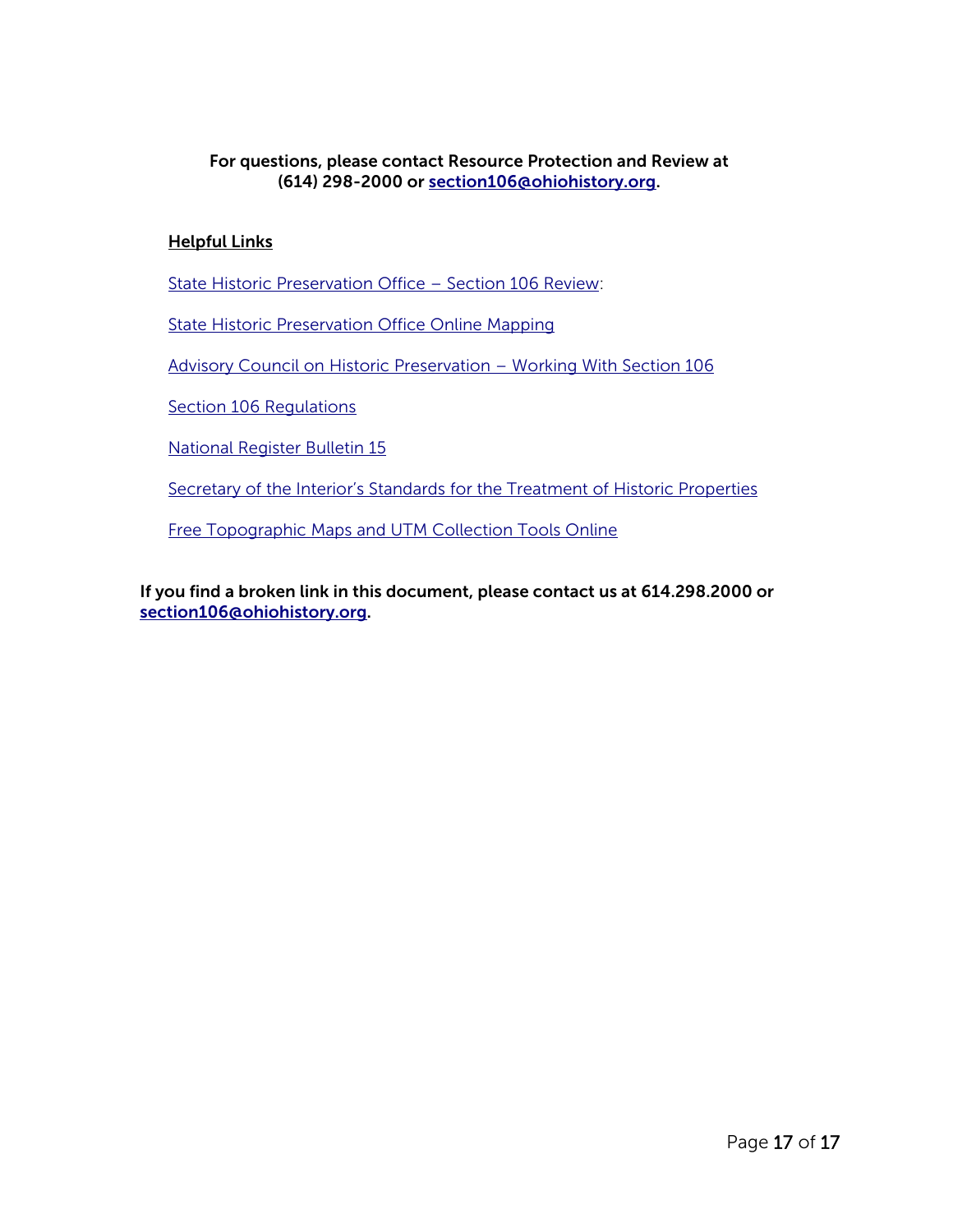**For questions, please contact Resource Protection and Review at (614) 298-2000 or section106@ohiohistory.org.**

**Helpful Links**

State Historic Preservation Office – Section 106 Review:

State Historic Preservation Office Online Mapping

Advisory Council on Historic Preservation – Working With Section 106

Section 106 Regulations

National Register Bulletin 15

Secretary of the Interior's Standards for the Treatment of Historic Properties

Free Topographic Maps and UTM Collection Tools Online

**If you find a broken link in this document, please contact us at 614.298.2000 or section106@ohiohistory.org.**